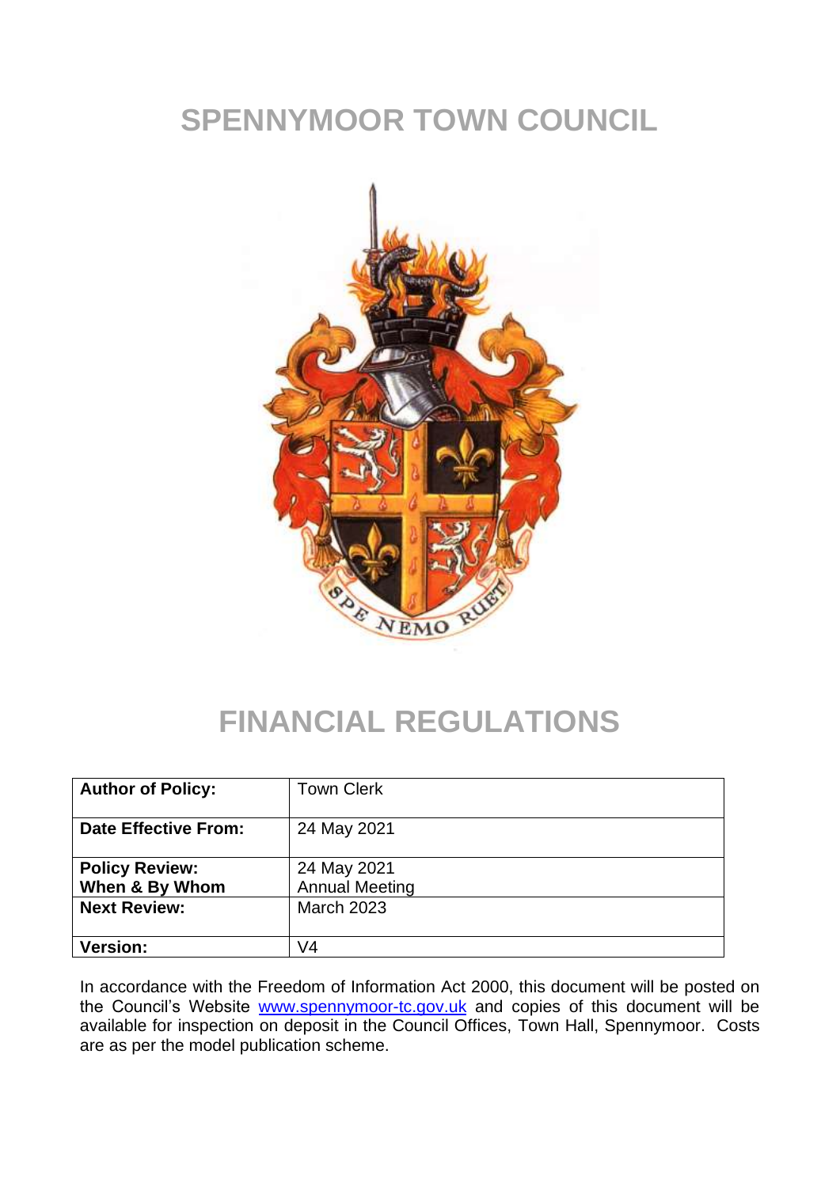# SPENNYMOOR TOWN COUNCIL

# FINANCIAL REGULATIONS

| **Author of Policy:** | Town Clerk |
|---|---|
| **Date Effective From:** | 24 May 2021 |
| **Policy Review:**<br>**When & By Whom** | 24 May 2021<br>Annual Meeting |
| **Next Review:** | March 2023 |
| **Version:** | V4 |

In accordance with the Freedom of Information Act 2000, this document will be posted on the Council's Website [www.spennymoor-tc.gov.uk](http://www.spennymoor-tc.gov.uk) and copies of this document will be available for inspection on deposit in the Council Offices, Town Hall, Spennymoor. Costs are as per the model publication scheme.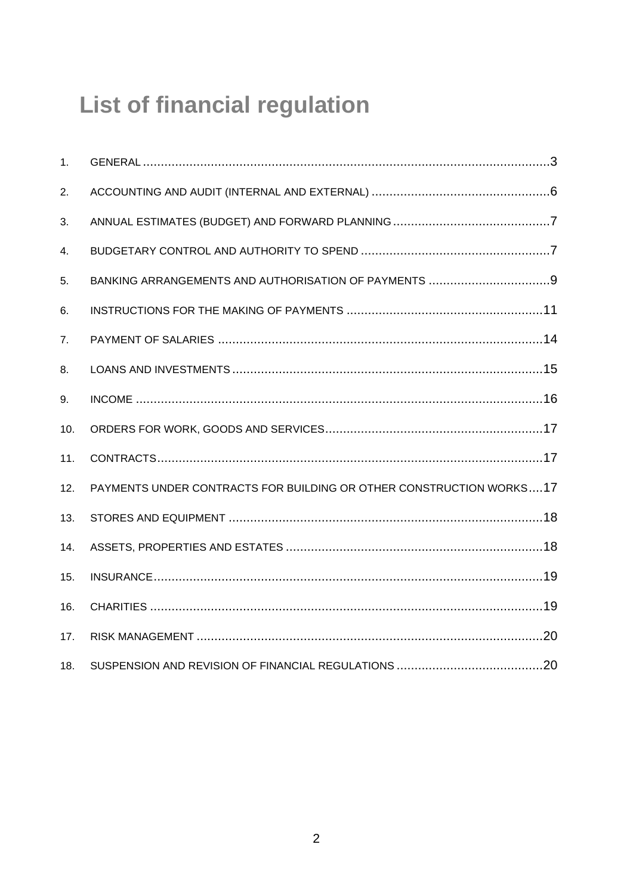# List of financial regulation

1. GENERAL ........................................................................................................3
2. ACCOUNTING AND AUDIT (INTERNAL AND EXTERNAL) ..........................................6
3. ANNUAL ESTIMATES (BUDGET) AND FORWARD PLANNING ...................................7
4. BUDGETARY CONTROL AND AUTHORITY TO SPEND ............................................7
5. BANKING ARRANGEMENTS AND AUTHORISATION OF PAYMENTS .........................9
6. INSTRUCTIONS FOR THE MAKING OF PAYMENTS .............................................11
7. PAYMENT OF SALARIES .................................................................................14
8. LOANS AND INVESTMENTS .............................................................................15
9. INCOME ........................................................................................................16
10. ORDERS FOR WORK, GOODS AND SERVICES ...................................................17
11. CONTRACTS ..................................................................................................17
12. PAYMENTS UNDER CONTRACTS FOR BUILDING OR OTHER CONSTRUCTION WORKS ....17
13. STORES AND EQUIPMENT ...............................................................................18
14. ASSETS, PROPERTIES AND ESTATES ...............................................................18
15. INSURANCE ...................................................................................................19
16. CHARITIES ....................................................................................................19
17. RISK MANAGEMENT ........................................................................................20
18. SUSPENSION AND REVISION OF FINANCIAL REGULATIONS ................................20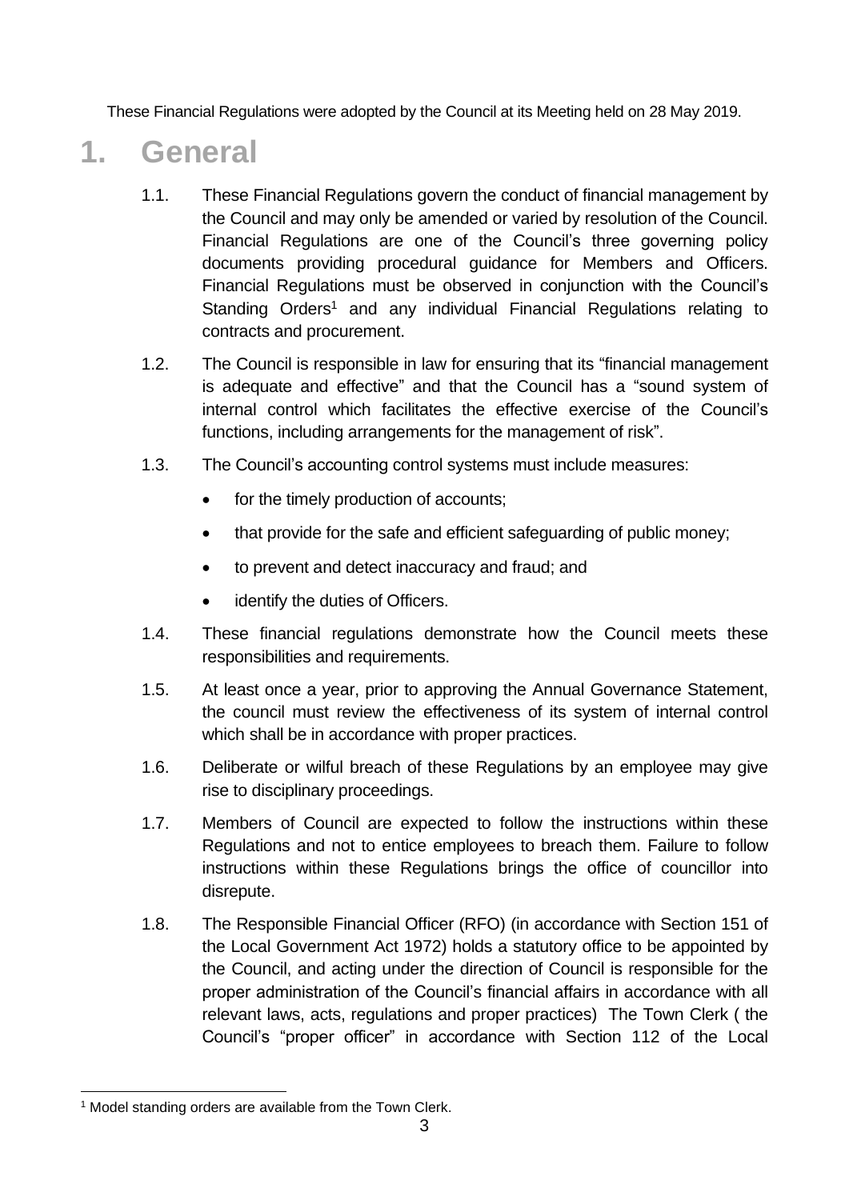These Financial Regulations were adopted by the Council at its Meeting held on 28 May 2019.

# 1. General

1.1. These Financial Regulations govern the conduct of financial management by the Council and may only be amended or varied by resolution of the Council. Financial Regulations are one of the Council's three governing policy documents providing procedural guidance for Members and Officers. Financial Regulations must be observed in conjunction with the Council's Standing Orders[1] and any individual Financial Regulations relating to contracts and procurement.

1.2. The Council is responsible in law for ensuring that its "financial management is adequate and effective" and that the Council has a "sound system of internal control which facilitates the effective exercise of the Council's functions, including arrangements for the management of risk".

1.3. The Council's accounting control systems must include measures:

- for the timely production of accounts;
- that provide for the safe and efficient safeguarding of public money;
- to prevent and detect inaccuracy and fraud; and
- identify the duties of Officers.

1.4. These financial regulations demonstrate how the Council meets these responsibilities and requirements.

1.5. At least once a year, prior to approving the Annual Governance Statement, the council must review the effectiveness of its system of internal control which shall be in accordance with proper practices.

1.6. Deliberate or wilful breach of these Regulations by an employee may give rise to disciplinary proceedings.

1.7. Members of Council are expected to follow the instructions within these Regulations and not to entice employees to breach them. Failure to follow instructions within these Regulations brings the office of councillor into disrepute.

1.8. The Responsible Financial Officer (RFO) (in accordance with Section 151 of the Local Government Act 1972) holds a statutory office to be appointed by the Council, and acting under the direction of Council is responsible for the proper administration of the Council's financial affairs in accordance with all relevant laws, acts, regulations and proper practices) The Town Clerk ( the Council's "proper officer" in accordance with Section 112 of the Local

[1] Model standing orders are available from the Town Clerk.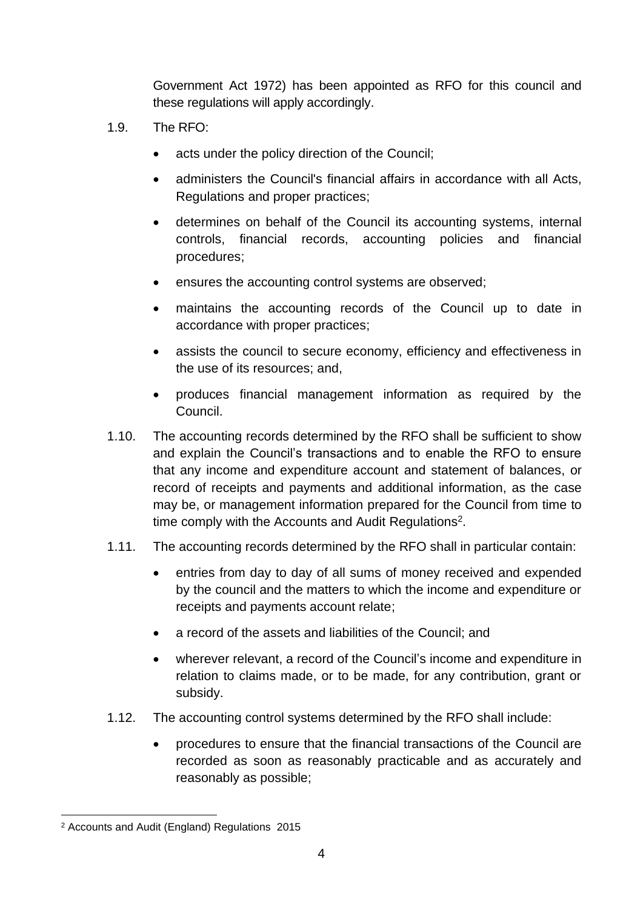Government Act 1972) has been appointed as RFO for this council and these regulations will apply accordingly.

1.9. The RFO:

- acts under the policy direction of the Council;
- administers the Council's financial affairs in accordance with all Acts, Regulations and proper practices;
- determines on behalf of the Council its accounting systems, internal controls, financial records, accounting policies and financial procedures;
- ensures the accounting control systems are observed;
- maintains the accounting records of the Council up to date in accordance with proper practices;
- assists the council to secure economy, efficiency and effectiveness in the use of its resources; and,
- produces financial management information as required by the Council.

1.10. The accounting records determined by the RFO shall be sufficient to show and explain the Council's transactions and to enable the RFO to ensure that any income and expenditure account and statement of balances, or record of receipts and payments and additional information, as the case may be, or management information prepared for the Council from time to time comply with the Accounts and Audit Regulations[2].

1.11. The accounting records determined by the RFO shall in particular contain:

- entries from day to day of all sums of money received and expended by the council and the matters to which the income and expenditure or receipts and payments account relate;
- a record of the assets and liabilities of the Council; and
- wherever relevant, a record of the Council's income and expenditure in relation to claims made, or to be made, for any contribution, grant or subsidy.

1.12. The accounting control systems determined by the RFO shall include:

- procedures to ensure that the financial transactions of the Council are recorded as soon as reasonably practicable and as accurately and reasonably as possible;

---

[2] Accounts and Audit (England) Regulations 2015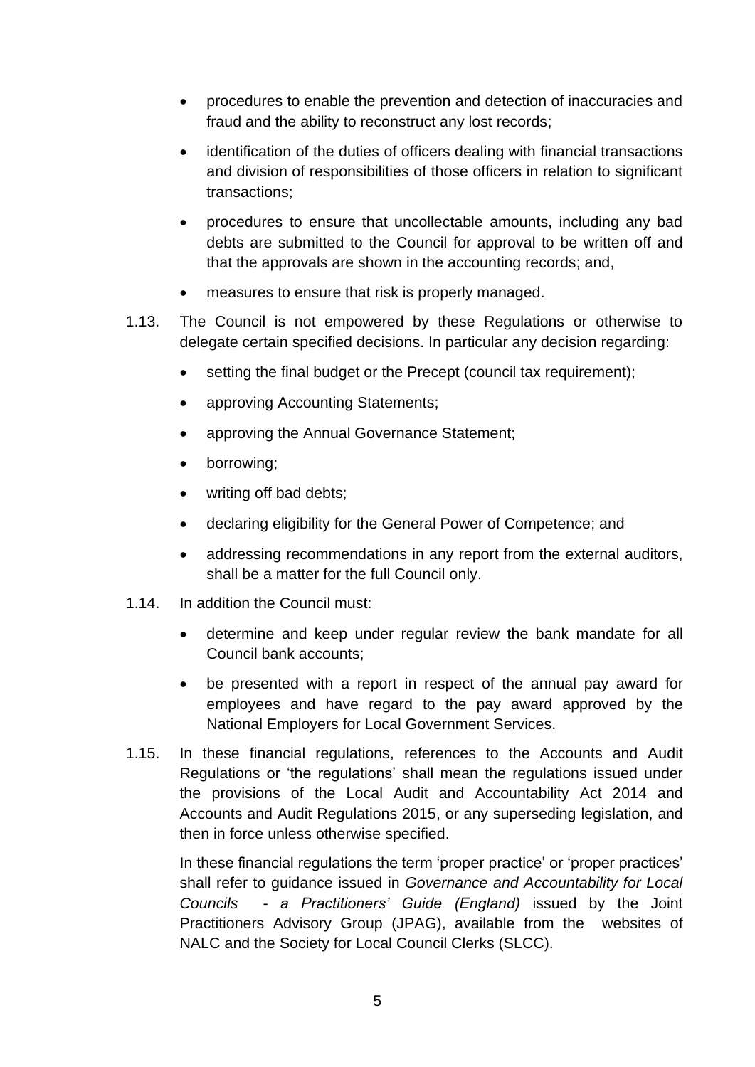- procedures to enable the prevention and detection of inaccuracies and fraud and the ability to reconstruct any lost records;
- identification of the duties of officers dealing with financial transactions and division of responsibilities of those officers in relation to significant transactions;
- procedures to ensure that uncollectable amounts, including any bad debts are submitted to the Council for approval to be written off and that the approvals are shown in the accounting records; and,
- measures to ensure that risk is properly managed.

1.13. The Council is not empowered by these Regulations or otherwise to delegate certain specified decisions. In particular any decision regarding:

- setting the final budget or the Precept (council tax requirement);
- approving Accounting Statements;
- approving the Annual Governance Statement;
- borrowing;
- writing off bad debts;
- declaring eligibility for the General Power of Competence; and
- addressing recommendations in any report from the external auditors, shall be a matter for the full Council only.

1.14. In addition the Council must:

- determine and keep under regular review the bank mandate for all Council bank accounts;
- be presented with a report in respect of the annual pay award for employees and have regard to the pay award approved by the National Employers for Local Government Services.

1.15. In these financial regulations, references to the Accounts and Audit Regulations or 'the regulations' shall mean the regulations issued under the provisions of the Local Audit and Accountability Act 2014 and Accounts and Audit Regulations 2015, or any superseding legislation, and then in force unless otherwise specified.

In these financial regulations the term 'proper practice' or 'proper practices' shall refer to guidance issued in *Governance and Accountability for Local Councils - a Practitioners' Guide (England)* issued by the Joint Practitioners Advisory Group (JPAG), available from the websites of NALC and the Society for Local Council Clerks (SLCC).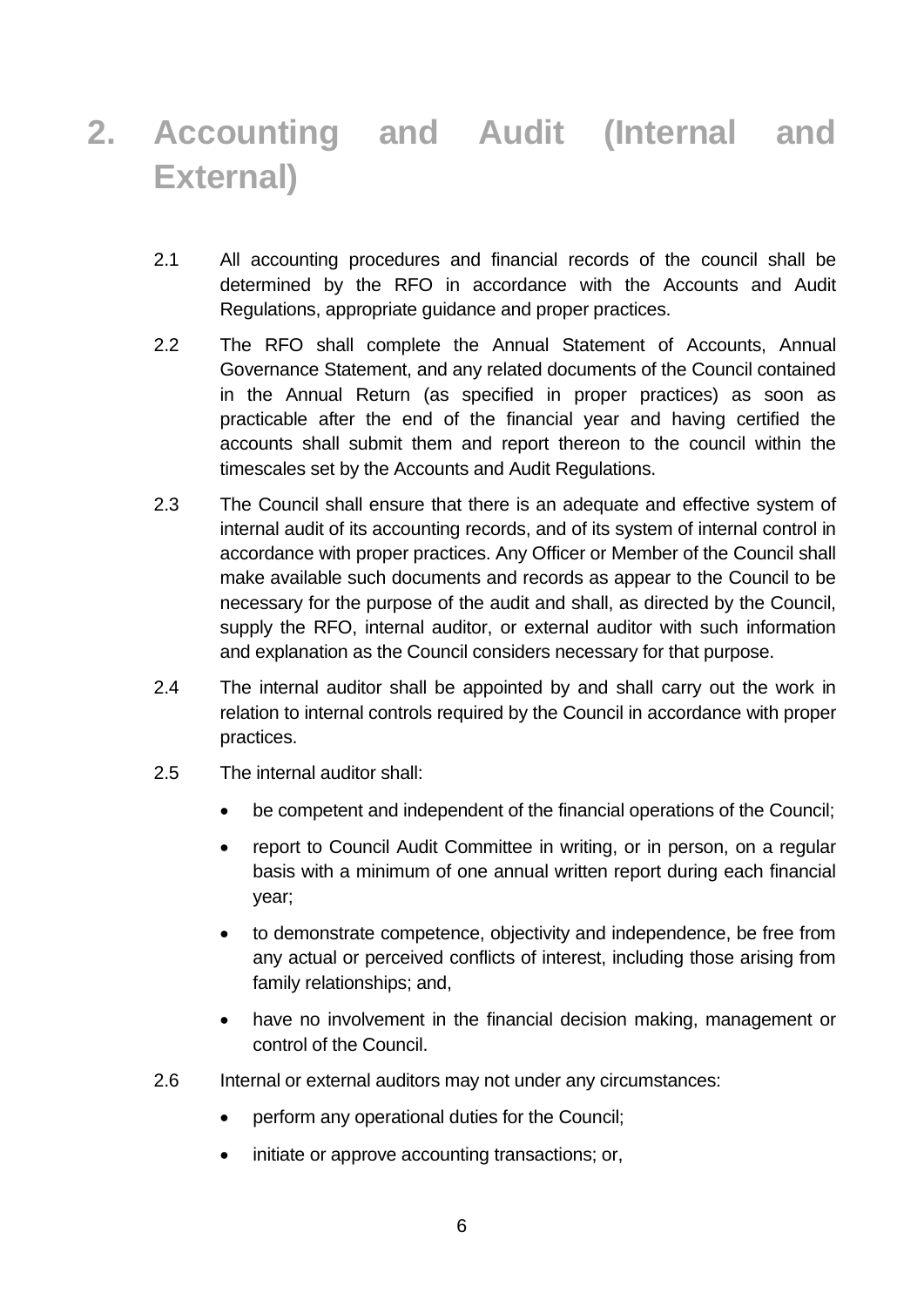# 2. Accounting and Audit (Internal and External)

2.1 All accounting procedures and financial records of the council shall be determined by the RFO in accordance with the Accounts and Audit Regulations, appropriate guidance and proper practices.

2.2 The RFO shall complete the Annual Statement of Accounts, Annual Governance Statement, and any related documents of the Council contained in the Annual Return (as specified in proper practices) as soon as practicable after the end of the financial year and having certified the accounts shall submit them and report thereon to the council within the timescales set by the Accounts and Audit Regulations.

2.3 The Council shall ensure that there is an adequate and effective system of internal audit of its accounting records, and of its system of internal control in accordance with proper practices. Any Officer or Member of the Council shall make available such documents and records as appear to the Council to be necessary for the purpose of the audit and shall, as directed by the Council, supply the RFO, internal auditor, or external auditor with such information and explanation as the Council considers necessary for that purpose.

2.4 The internal auditor shall be appointed by and shall carry out the work in relation to internal controls required by the Council in accordance with proper practices.

2.5 The internal auditor shall:

- be competent and independent of the financial operations of the Council;
- report to Council Audit Committee in writing, or in person, on a regular basis with a minimum of one annual written report during each financial year;
- to demonstrate competence, objectivity and independence, be free from any actual or perceived conflicts of interest, including those arising from family relationships; and,
- have no involvement in the financial decision making, management or control of the Council.

2.6 Internal or external auditors may not under any circumstances:

- perform any operational duties for the Council;
- initiate or approve accounting transactions; or,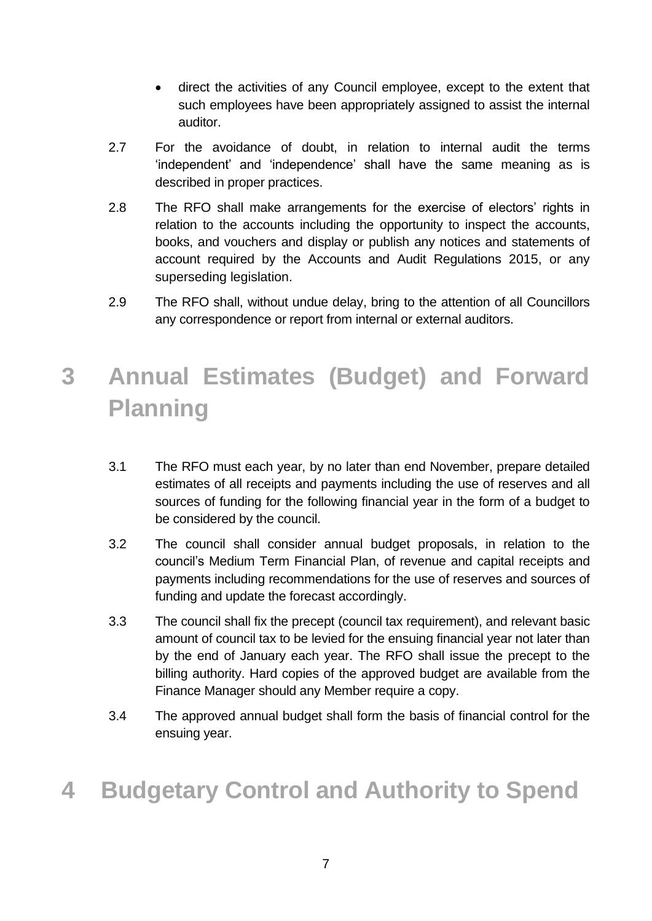- direct the activities of any Council employee, except to the extent that such employees have been appropriately assigned to assist the internal auditor.

2.7 For the avoidance of doubt, in relation to internal audit the terms 'independent' and 'independence' shall have the same meaning as is described in proper practices.

2.8 The RFO shall make arrangements for the exercise of electors' rights in relation to the accounts including the opportunity to inspect the accounts, books, and vouchers and display or publish any notices and statements of account required by the Accounts and Audit Regulations 2015, or any superseding legislation.

2.9 The RFO shall, without undue delay, bring to the attention of all Councillors any correspondence or report from internal or external auditors.

# 3 Annual Estimates (Budget) and Forward Planning

3.1 The RFO must each year, by no later than end November, prepare detailed estimates of all receipts and payments including the use of reserves and all sources of funding for the following financial year in the form of a budget to be considered by the council.

3.2 The council shall consider annual budget proposals, in relation to the council's Medium Term Financial Plan, of revenue and capital receipts and payments including recommendations for the use of reserves and sources of funding and update the forecast accordingly.

3.3 The council shall fix the precept (council tax requirement), and relevant basic amount of council tax to be levied for the ensuing financial year not later than by the end of January each year. The RFO shall issue the precept to the billing authority. Hard copies of the approved budget are available from the Finance Manager should any Member require a copy.

3.4 The approved annual budget shall form the basis of financial control for the ensuing year.

# 4 Budgetary Control and Authority to Spend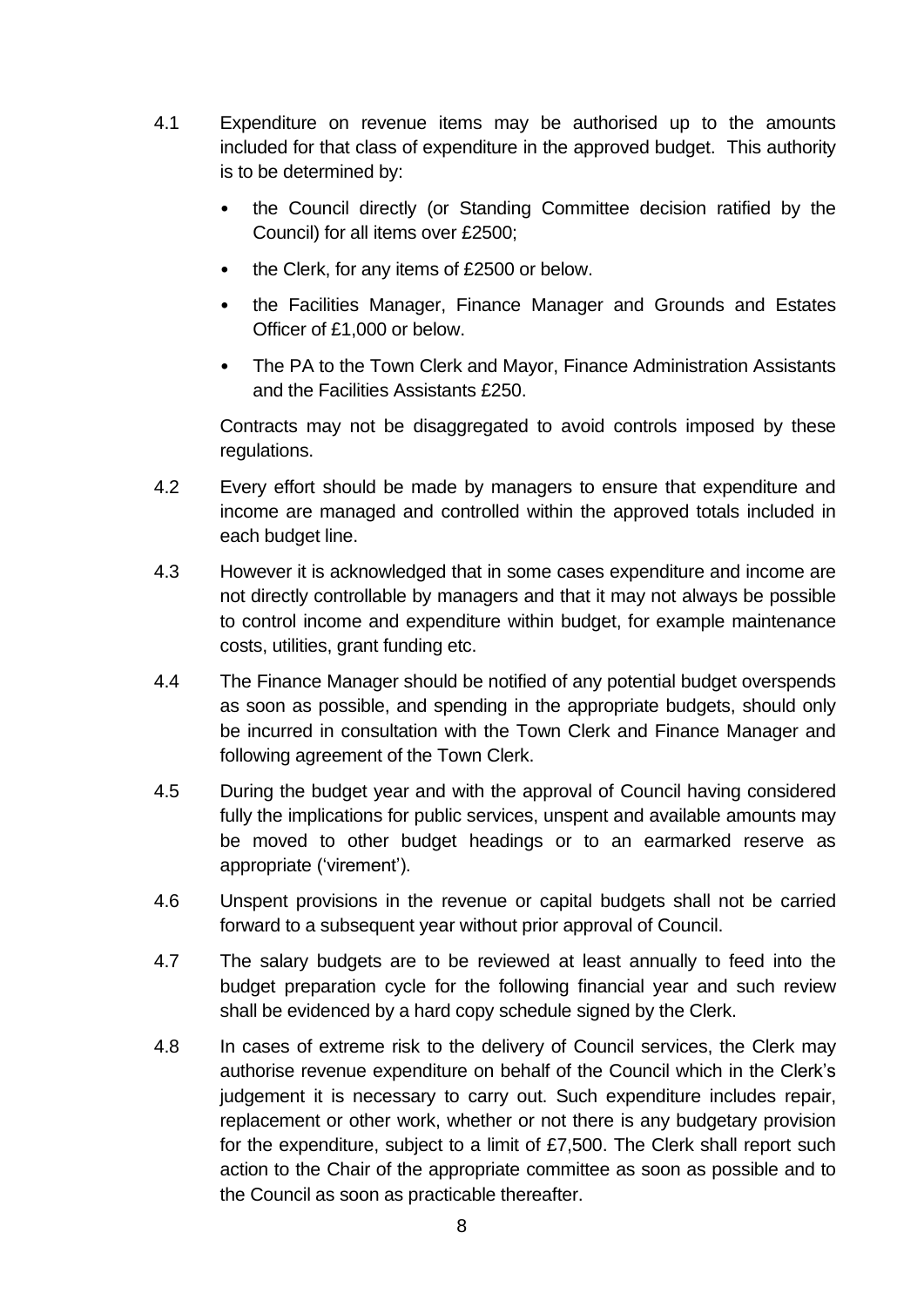4.1 Expenditure on revenue items may be authorised up to the amounts included for that class of expenditure in the approved budget. This authority is to be determined by:

- the Council directly (or Standing Committee decision ratified by the Council) for all items over £2500;
- the Clerk, for any items of £2500 or below.
- the Facilities Manager, Finance Manager and Grounds and Estates Officer of £1,000 or below.
- The PA to the Town Clerk and Mayor, Finance Administration Assistants and the Facilities Assistants £250.

Contracts may not be disaggregated to avoid controls imposed by these regulations.

4.2 Every effort should be made by managers to ensure that expenditure and income are managed and controlled within the approved totals included in each budget line.

4.3 However it is acknowledged that in some cases expenditure and income are not directly controllable by managers and that it may not always be possible to control income and expenditure within budget, for example maintenance costs, utilities, grant funding etc.

4.4 The Finance Manager should be notified of any potential budget overspends as soon as possible, and spending in the appropriate budgets, should only be incurred in consultation with the Town Clerk and Finance Manager and following agreement of the Town Clerk.

4.5 During the budget year and with the approval of Council having considered fully the implications for public services, unspent and available amounts may be moved to other budget headings or to an earmarked reserve as appropriate ('virement').

4.6 Unspent provisions in the revenue or capital budgets shall not be carried forward to a subsequent year without prior approval of Council.

4.7 The salary budgets are to be reviewed at least annually to feed into the budget preparation cycle for the following financial year and such review shall be evidenced by a hard copy schedule signed by the Clerk.

4.8 In cases of extreme risk to the delivery of Council services, the Clerk may authorise revenue expenditure on behalf of the Council which in the Clerk's judgement it is necessary to carry out. Such expenditure includes repair, replacement or other work, whether or not there is any budgetary provision for the expenditure, subject to a limit of £7,500. The Clerk shall report such action to the Chair of the appropriate committee as soon as possible and to the Council as soon as practicable thereafter.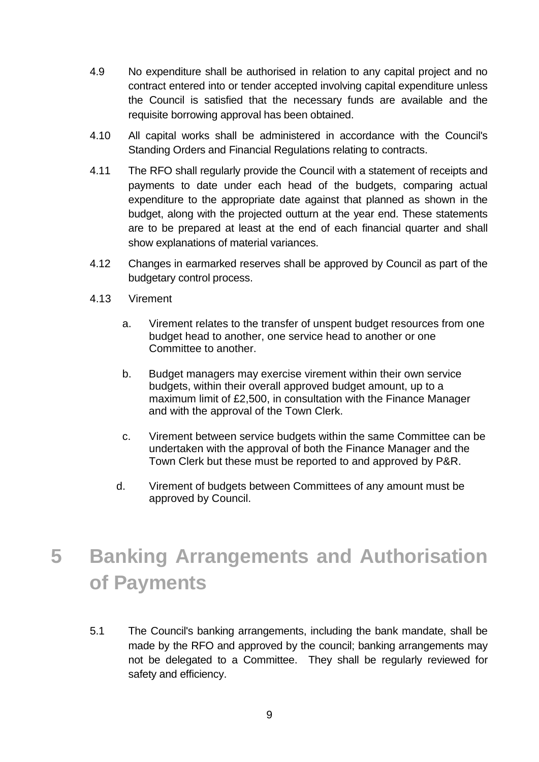4.9 No expenditure shall be authorised in relation to any capital project and no contract entered into or tender accepted involving capital expenditure unless the Council is satisfied that the necessary funds are available and the requisite borrowing approval has been obtained.

4.10 All capital works shall be administered in accordance with the Council's Standing Orders and Financial Regulations relating to contracts.

4.11 The RFO shall regularly provide the Council with a statement of receipts and payments to date under each head of the budgets, comparing actual expenditure to the appropriate date against that planned as shown in the budget, along with the projected outturn at the year end. These statements are to be prepared at least at the end of each financial quarter and shall show explanations of material variances.

4.12 Changes in earmarked reserves shall be approved by Council as part of the budgetary control process.

4.13 Virement

a. Virement relates to the transfer of unspent budget resources from one budget head to another, one service head to another or one Committee to another.

b. Budget managers may exercise virement within their own service budgets, within their overall approved budget amount, up to a maximum limit of £2,500, in consultation with the Finance Manager and with the approval of the Town Clerk.

c. Virement between service budgets within the same Committee can be undertaken with the approval of both the Finance Manager and the Town Clerk but these must be reported to and approved by P&R.

d. Virement of budgets between Committees of any amount must be approved by Council.

# 5 Banking Arrangements and Authorisation of Payments

5.1 The Council's banking arrangements, including the bank mandate, shall be made by the RFO and approved by the council; banking arrangements may not be delegated to a Committee. They shall be regularly reviewed for safety and efficiency.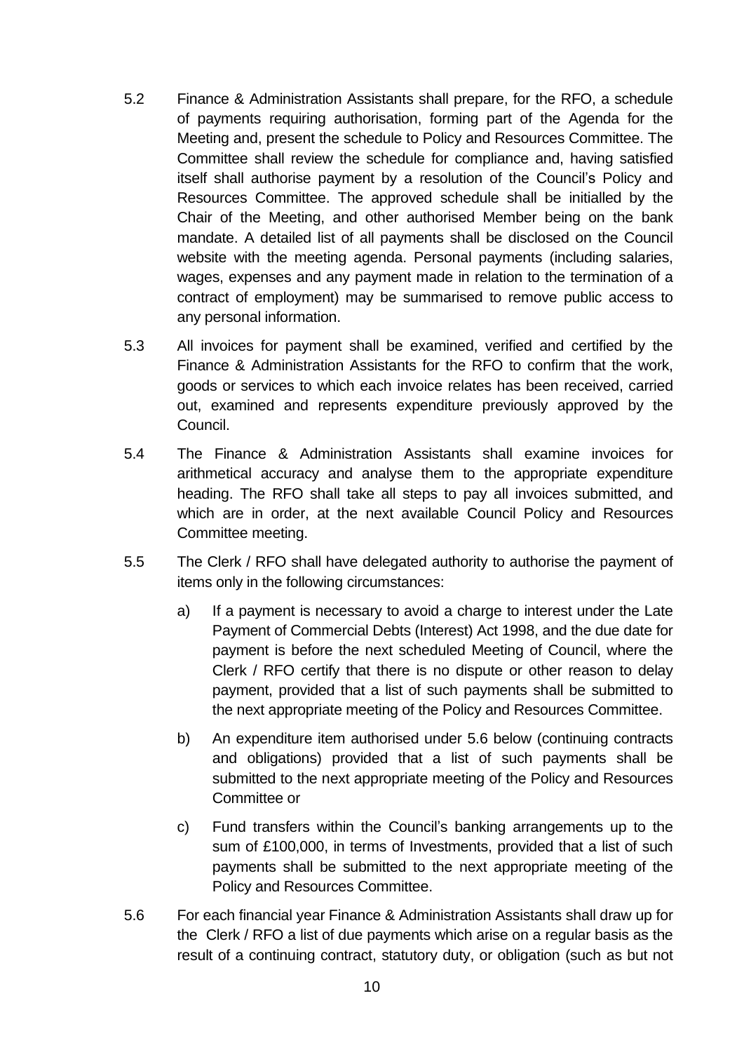5.2 Finance & Administration Assistants shall prepare, for the RFO, a schedule of payments requiring authorisation, forming part of the Agenda for the Meeting and, present the schedule to Policy and Resources Committee. The Committee shall review the schedule for compliance and, having satisfied itself shall authorise payment by a resolution of the Council's Policy and Resources Committee. The approved schedule shall be initialled by the Chair of the Meeting, and other authorised Member being on the bank mandate. A detailed list of all payments shall be disclosed on the Council website with the meeting agenda. Personal payments (including salaries, wages, expenses and any payment made in relation to the termination of a contract of employment) may be summarised to remove public access to any personal information.

5.3 All invoices for payment shall be examined, verified and certified by the Finance & Administration Assistants for the RFO to confirm that the work, goods or services to which each invoice relates has been received, carried out, examined and represents expenditure previously approved by the Council.

5.4 The Finance & Administration Assistants shall examine invoices for arithmetical accuracy and analyse them to the appropriate expenditure heading. The RFO shall take all steps to pay all invoices submitted, and which are in order, at the next available Council Policy and Resources Committee meeting.

5.5 The Clerk / RFO shall have delegated authority to authorise the payment of items only in the following circumstances:

a) If a payment is necessary to avoid a charge to interest under the Late Payment of Commercial Debts (Interest) Act 1998, and the due date for payment is before the next scheduled Meeting of Council, where the Clerk / RFO certify that there is no dispute or other reason to delay payment, provided that a list of such payments shall be submitted to the next appropriate meeting of the Policy and Resources Committee.

b) An expenditure item authorised under 5.6 below (continuing contracts and obligations) provided that a list of such payments shall be submitted to the next appropriate meeting of the Policy and Resources Committee or

c) Fund transfers within the Council's banking arrangements up to the sum of £100,000, in terms of Investments, provided that a list of such payments shall be submitted to the next appropriate meeting of the Policy and Resources Committee.

5.6 For each financial year Finance & Administration Assistants shall draw up for the Clerk / RFO a list of due payments which arise on a regular basis as the result of a continuing contract, statutory duty, or obligation (such as but not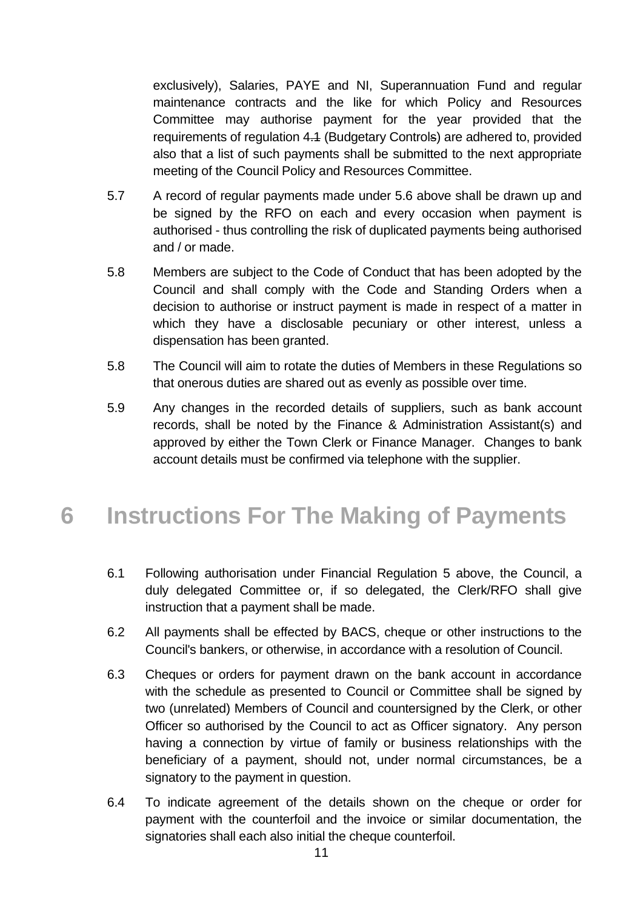exclusively), Salaries, PAYE and NI, Superannuation Fund and regular maintenance contracts and the like for which Policy and Resources Committee may authorise payment for the year provided that the requirements of regulation 4.1 (Budgetary Controls) are adhered to, provided also that a list of such payments shall be submitted to the next appropriate meeting of the Council Policy and Resources Committee.

5.7 A record of regular payments made under 5.6 above shall be drawn up and be signed by the RFO on each and every occasion when payment is authorised - thus controlling the risk of duplicated payments being authorised and / or made.

5.8 Members are subject to the Code of Conduct that has been adopted by the Council and shall comply with the Code and Standing Orders when a decision to authorise or instruct payment is made in respect of a matter in which they have a disclosable pecuniary or other interest, unless a dispensation has been granted.

5.8 The Council will aim to rotate the duties of Members in these Regulations so that onerous duties are shared out as evenly as possible over time.

5.9 Any changes in the recorded details of suppliers, such as bank account records, shall be noted by the Finance & Administration Assistant(s) and approved by either the Town Clerk or Finance Manager. Changes to bank account details must be confirmed via telephone with the supplier.

# 6 Instructions For The Making of Payments

6.1 Following authorisation under Financial Regulation 5 above, the Council, a duly delegated Committee or, if so delegated, the Clerk/RFO shall give instruction that a payment shall be made.

6.2 All payments shall be effected by BACS, cheque or other instructions to the Council's bankers, or otherwise, in accordance with a resolution of Council.

6.3 Cheques or orders for payment drawn on the bank account in accordance with the schedule as presented to Council or Committee shall be signed by two (unrelated) Members of Council and countersigned by the Clerk, or other Officer so authorised by the Council to act as Officer signatory. Any person having a connection by virtue of family or business relationships with the beneficiary of a payment, should not, under normal circumstances, be a signatory to the payment in question.

6.4 To indicate agreement of the details shown on the cheque or order for payment with the counterfoil and the invoice or similar documentation, the signatories shall each also initial the cheque counterfoil.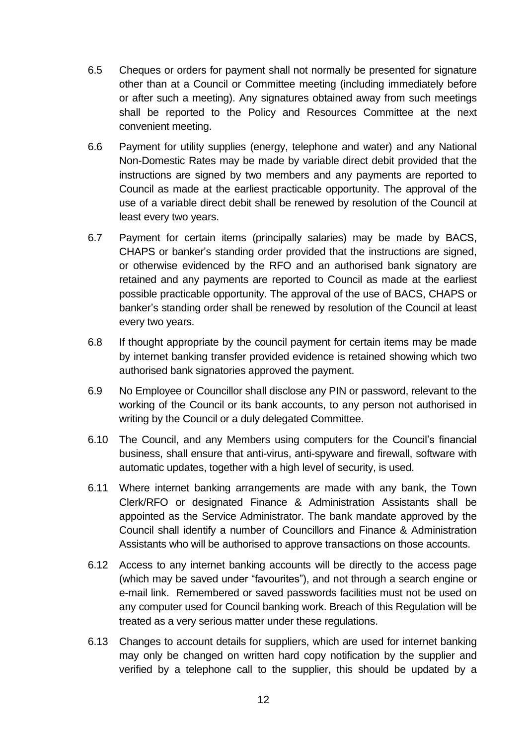6.5 Cheques or orders for payment shall not normally be presented for signature other than at a Council or Committee meeting (including immediately before or after such a meeting). Any signatures obtained away from such meetings shall be reported to the Policy and Resources Committee at the next convenient meeting.

6.6 Payment for utility supplies (energy, telephone and water) and any National Non-Domestic Rates may be made by variable direct debit provided that the instructions are signed by two members and any payments are reported to Council as made at the earliest practicable opportunity. The approval of the use of a variable direct debit shall be renewed by resolution of the Council at least every two years.

6.7 Payment for certain items (principally salaries) may be made by BACS, CHAPS or banker's standing order provided that the instructions are signed, or otherwise evidenced by the RFO and an authorised bank signatory are retained and any payments are reported to Council as made at the earliest possible practicable opportunity. The approval of the use of BACS, CHAPS or banker's standing order shall be renewed by resolution of the Council at least every two years.

6.8 If thought appropriate by the council payment for certain items may be made by internet banking transfer provided evidence is retained showing which two authorised bank signatories approved the payment.

6.9 No Employee or Councillor shall disclose any PIN or password, relevant to the working of the Council or its bank accounts, to any person not authorised in writing by the Council or a duly delegated Committee.

6.10 The Council, and any Members using computers for the Council's financial business, shall ensure that anti-virus, anti-spyware and firewall, software with automatic updates, together with a high level of security, is used.

6.11 Where internet banking arrangements are made with any bank, the Town Clerk/RFO or designated Finance & Administration Assistants shall be appointed as the Service Administrator. The bank mandate approved by the Council shall identify a number of Councillors and Finance & Administration Assistants who will be authorised to approve transactions on those accounts.

6.12 Access to any internet banking accounts will be directly to the access page (which may be saved under "favourites"), and not through a search engine or e-mail link. Remembered or saved passwords facilities must not be used on any computer used for Council banking work. Breach of this Regulation will be treated as a very serious matter under these regulations.

6.13 Changes to account details for suppliers, which are used for internet banking may only be changed on written hard copy notification by the supplier and verified by a telephone call to the supplier, this should be updated by a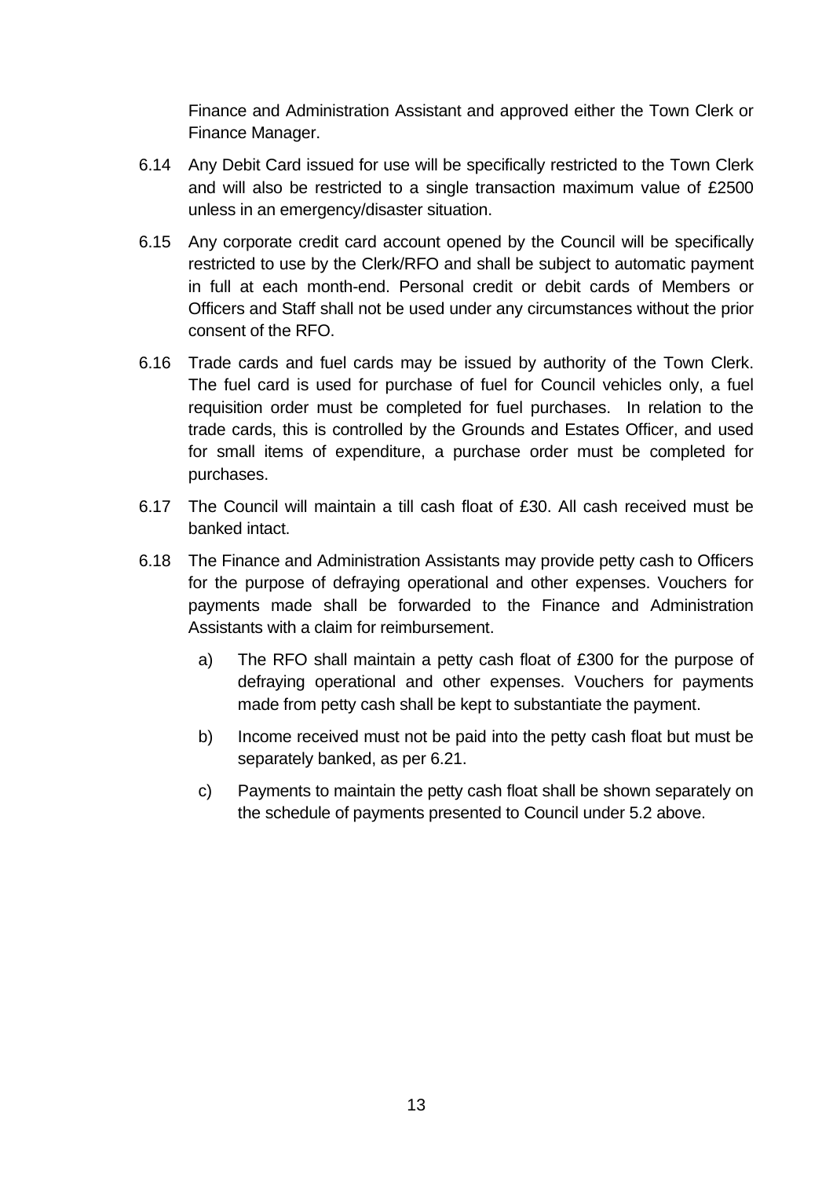Finance and Administration Assistant and approved either the Town Clerk or Finance Manager.

6.14 Any Debit Card issued for use will be specifically restricted to the Town Clerk and will also be restricted to a single transaction maximum value of £2500 unless in an emergency/disaster situation.

6.15 Any corporate credit card account opened by the Council will be specifically restricted to use by the Clerk/RFO and shall be subject to automatic payment in full at each month-end. Personal credit or debit cards of Members or Officers and Staff shall not be used under any circumstances without the prior consent of the RFO.

6.16 Trade cards and fuel cards may be issued by authority of the Town Clerk. The fuel card is used for purchase of fuel for Council vehicles only, a fuel requisition order must be completed for fuel purchases. In relation to the trade cards, this is controlled by the Grounds and Estates Officer, and used for small items of expenditure, a purchase order must be completed for purchases.

6.17 The Council will maintain a till cash float of £30. All cash received must be banked intact.

6.18 The Finance and Administration Assistants may provide petty cash to Officers for the purpose of defraying operational and other expenses. Vouchers for payments made shall be forwarded to the Finance and Administration Assistants with a claim for reimbursement.

   a) The RFO shall maintain a petty cash float of £300 for the purpose of defraying operational and other expenses. Vouchers for payments made from petty cash shall be kept to substantiate the payment.

   b) Income received must not be paid into the petty cash float but must be separately banked, as per 6.21.

   c) Payments to maintain the petty cash float shall be shown separately on the schedule of payments presented to Council under 5.2 above.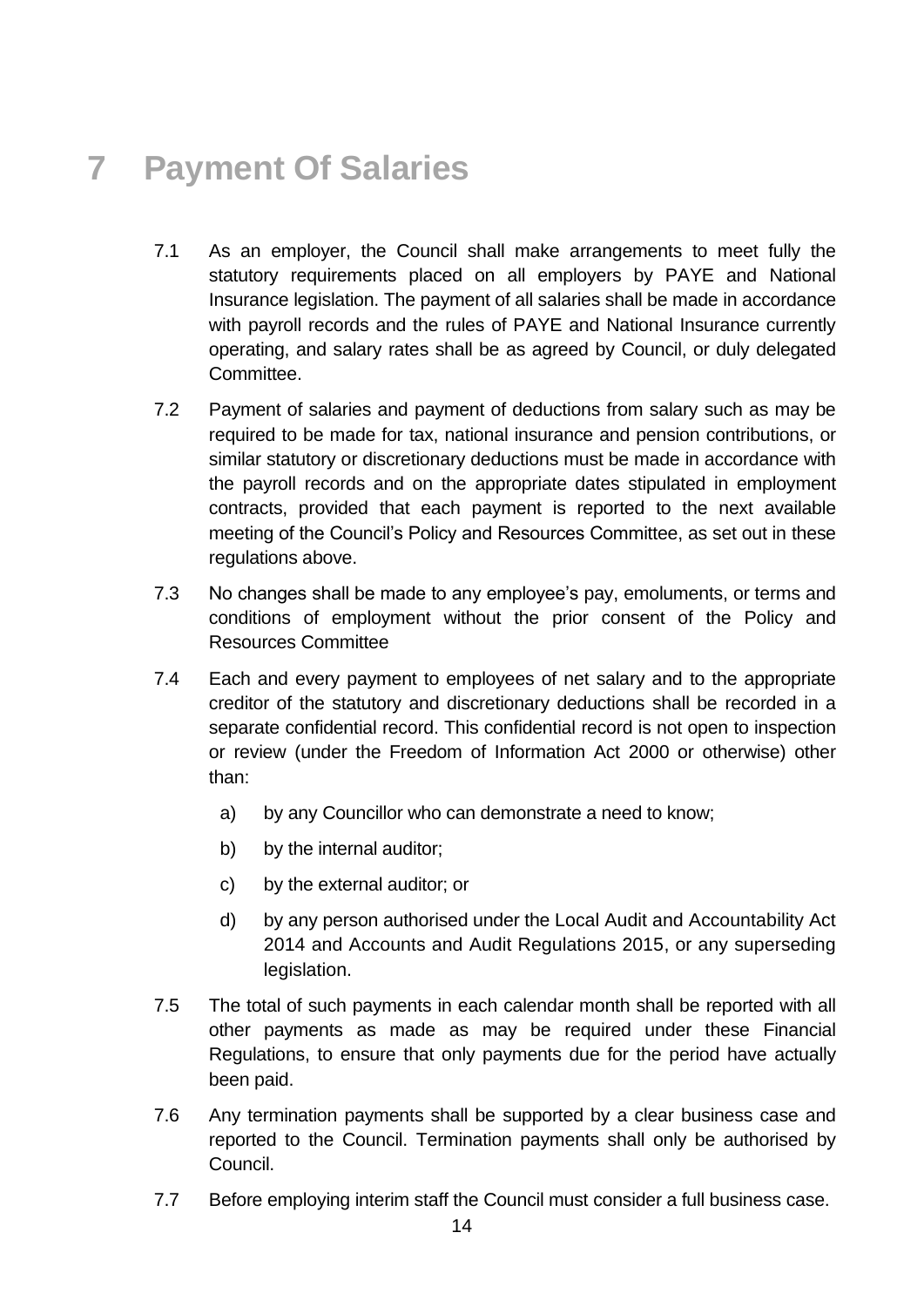# 7 Payment Of Salaries

7.1 As an employer, the Council shall make arrangements to meet fully the statutory requirements placed on all employers by PAYE and National Insurance legislation. The payment of all salaries shall be made in accordance with payroll records and the rules of PAYE and National Insurance currently operating, and salary rates shall be as agreed by Council, or duly delegated Committee.

7.2 Payment of salaries and payment of deductions from salary such as may be required to be made for tax, national insurance and pension contributions, or similar statutory or discretionary deductions must be made in accordance with the payroll records and on the appropriate dates stipulated in employment contracts, provided that each payment is reported to the next available meeting of the Council's Policy and Resources Committee, as set out in these regulations above.

7.3 No changes shall be made to any employee's pay, emoluments, or terms and conditions of employment without the prior consent of the Policy and Resources Committee

7.4 Each and every payment to employees of net salary and to the appropriate creditor of the statutory and discretionary deductions shall be recorded in a separate confidential record. This confidential record is not open to inspection or review (under the Freedom of Information Act 2000 or otherwise) other than:

   a) by any Councillor who can demonstrate a need to know;

   b) by the internal auditor;

   c) by the external auditor; or

   d) by any person authorised under the Local Audit and Accountability Act 2014 and Accounts and Audit Regulations 2015, or any superseding legislation.

7.5 The total of such payments in each calendar month shall be reported with all other payments as made as may be required under these Financial Regulations, to ensure that only payments due for the period have actually been paid.

7.6 Any termination payments shall be supported by a clear business case and reported to the Council. Termination payments shall only be authorised by Council.

7.7 Before employing interim staff the Council must consider a full business case.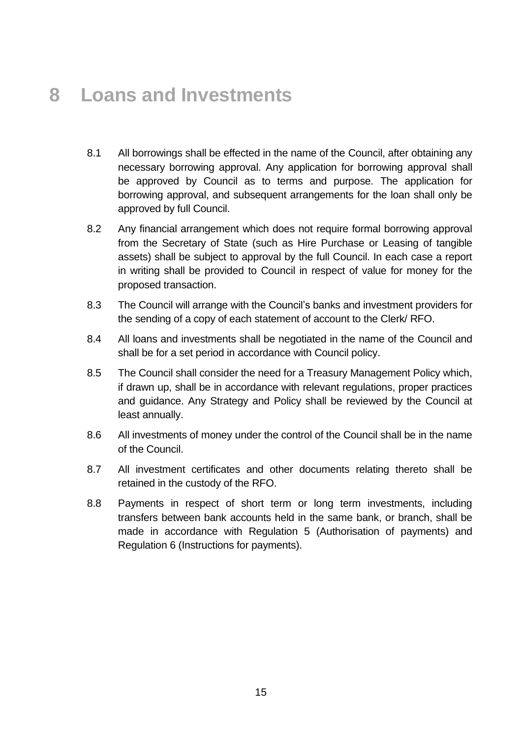# 8 Loans and Investments

8.1 All borrowings shall be effected in the name of the Council, after obtaining any necessary borrowing approval. Any application for borrowing approval shall be approved by Council as to terms and purpose. The application for borrowing approval, and subsequent arrangements for the loan shall only be approved by full Council.

8.2 Any financial arrangement which does not require formal borrowing approval from the Secretary of State (such as Hire Purchase or Leasing of tangible assets) shall be subject to approval by the full Council. In each case a report in writing shall be provided to Council in respect of value for money for the proposed transaction.

8.3 The Council will arrange with the Council's banks and investment providers for the sending of a copy of each statement of account to the Clerk/ RFO.

8.4 All loans and investments shall be negotiated in the name of the Council and shall be for a set period in accordance with Council policy.

8.5 The Council shall consider the need for a Treasury Management Policy which, if drawn up, shall be in accordance with relevant regulations, proper practices and guidance. Any Strategy and Policy shall be reviewed by the Council at least annually.

8.6 All investments of money under the control of the Council shall be in the name of the Council.

8.7 All investment certificates and other documents relating thereto shall be retained in the custody of the RFO.

8.8 Payments in respect of short term or long term investments, including transfers between bank accounts held in the same bank, or branch, shall be made in accordance with Regulation 5 (Authorisation of payments) and Regulation 6 (Instructions for payments).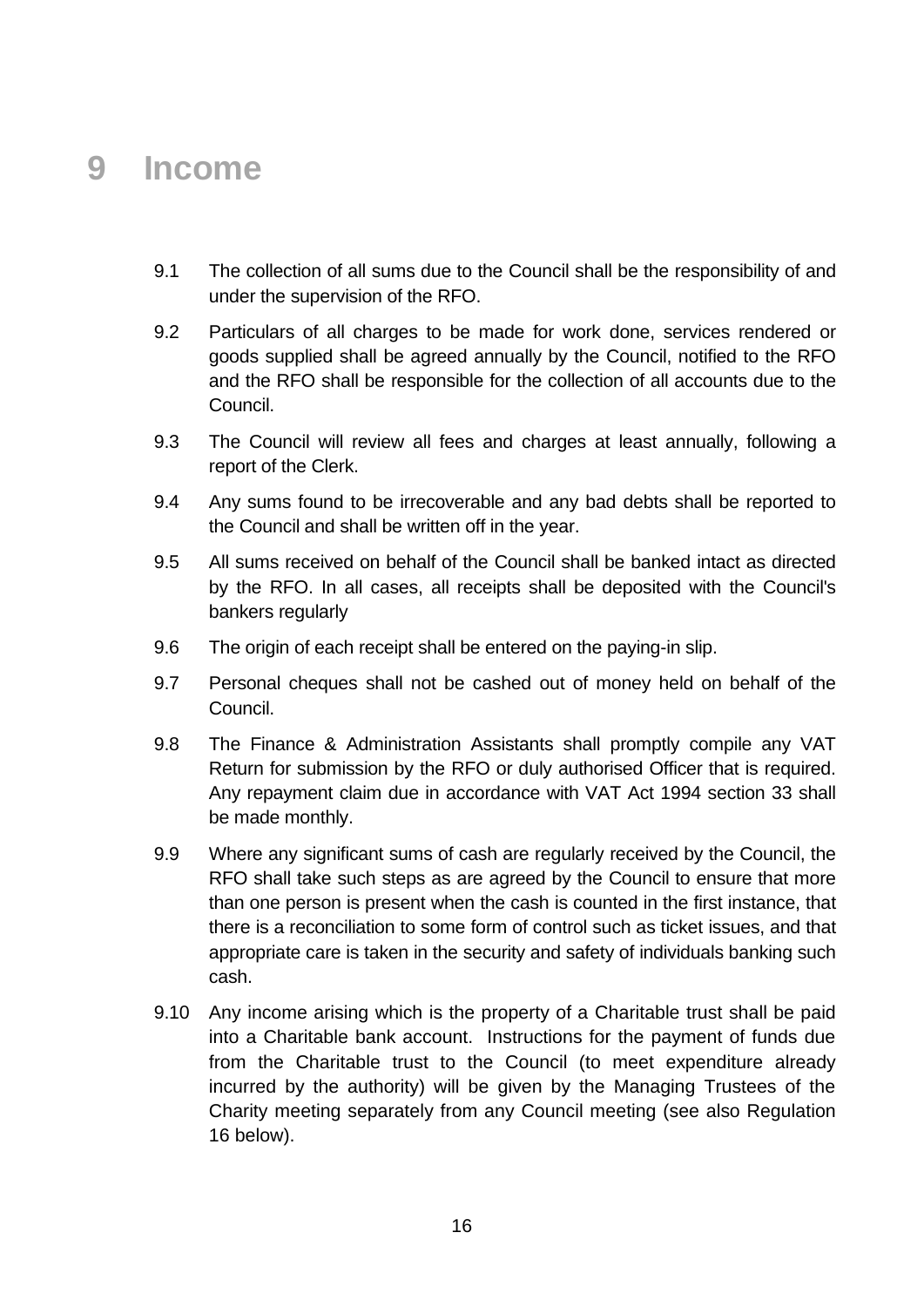# 9 Income

9.1 The collection of all sums due to the Council shall be the responsibility of and under the supervision of the RFO.

9.2 Particulars of all charges to be made for work done, services rendered or goods supplied shall be agreed annually by the Council, notified to the RFO and the RFO shall be responsible for the collection of all accounts due to the Council.

9.3 The Council will review all fees and charges at least annually, following a report of the Clerk.

9.4 Any sums found to be irrecoverable and any bad debts shall be reported to the Council and shall be written off in the year.

9.5 All sums received on behalf of the Council shall be banked intact as directed by the RFO. In all cases, all receipts shall be deposited with the Council's bankers regularly

9.6 The origin of each receipt shall be entered on the paying-in slip.

9.7 Personal cheques shall not be cashed out of money held on behalf of the Council.

9.8 The Finance & Administration Assistants shall promptly compile any VAT Return for submission by the RFO or duly authorised Officer that is required. Any repayment claim due in accordance with VAT Act 1994 section 33 shall be made monthly.

9.9 Where any significant sums of cash are regularly received by the Council, the RFO shall take such steps as are agreed by the Council to ensure that more than one person is present when the cash is counted in the first instance, that there is a reconciliation to some form of control such as ticket issues, and that appropriate care is taken in the security and safety of individuals banking such cash.

9.10 Any income arising which is the property of a Charitable trust shall be paid into a Charitable bank account. Instructions for the payment of funds due from the Charitable trust to the Council (to meet expenditure already incurred by the authority) will be given by the Managing Trustees of the Charity meeting separately from any Council meeting (see also Regulation 16 below).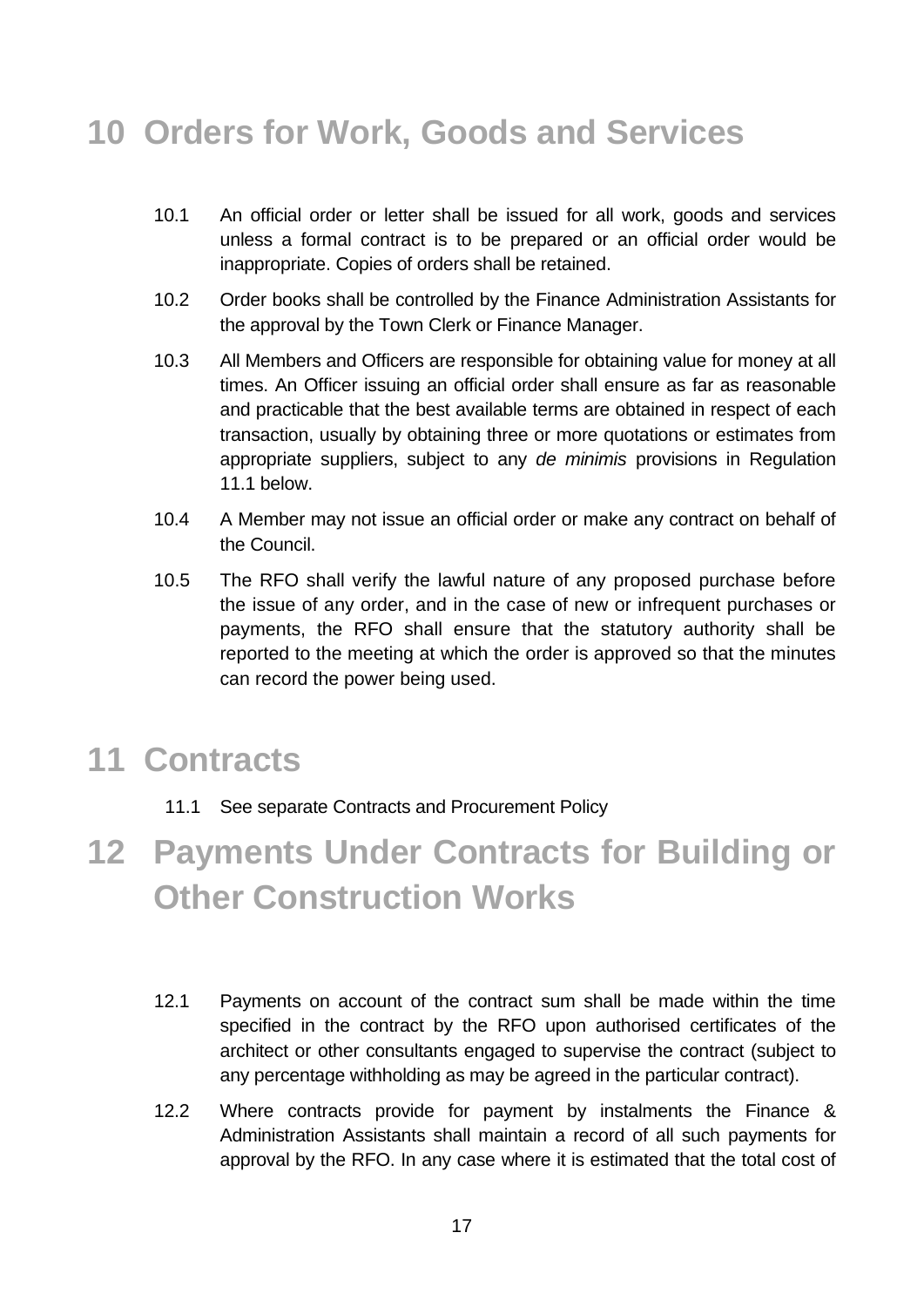# 10 Orders for Work, Goods and Services

10.1 An official order or letter shall be issued for all work, goods and services unless a formal contract is to be prepared or an official order would be inappropriate. Copies of orders shall be retained.

10.2 Order books shall be controlled by the Finance Administration Assistants for the approval by the Town Clerk or Finance Manager.

10.3 All Members and Officers are responsible for obtaining value for money at all times. An Officer issuing an official order shall ensure as far as reasonable and practicable that the best available terms are obtained in respect of each transaction, usually by obtaining three or more quotations or estimates from appropriate suppliers, subject to any *de minimis* provisions in Regulation 11.1 below.

10.4 A Member may not issue an official order or make any contract on behalf of the Council.

10.5 The RFO shall verify the lawful nature of any proposed purchase before the issue of any order, and in the case of new or infrequent purchases or payments, the RFO shall ensure that the statutory authority shall be reported to the meeting at which the order is approved so that the minutes can record the power being used.

# 11 Contracts

11.1 See separate Contracts and Procurement Policy

# 12 Payments Under Contracts for Building or Other Construction Works

12.1 Payments on account of the contract sum shall be made within the time specified in the contract by the RFO upon authorised certificates of the architect or other consultants engaged to supervise the contract (subject to any percentage withholding as may be agreed in the particular contract).

12.2 Where contracts provide for payment by instalments the Finance & Administration Assistants shall maintain a record of all such payments for approval by the RFO. In any case where it is estimated that the total cost of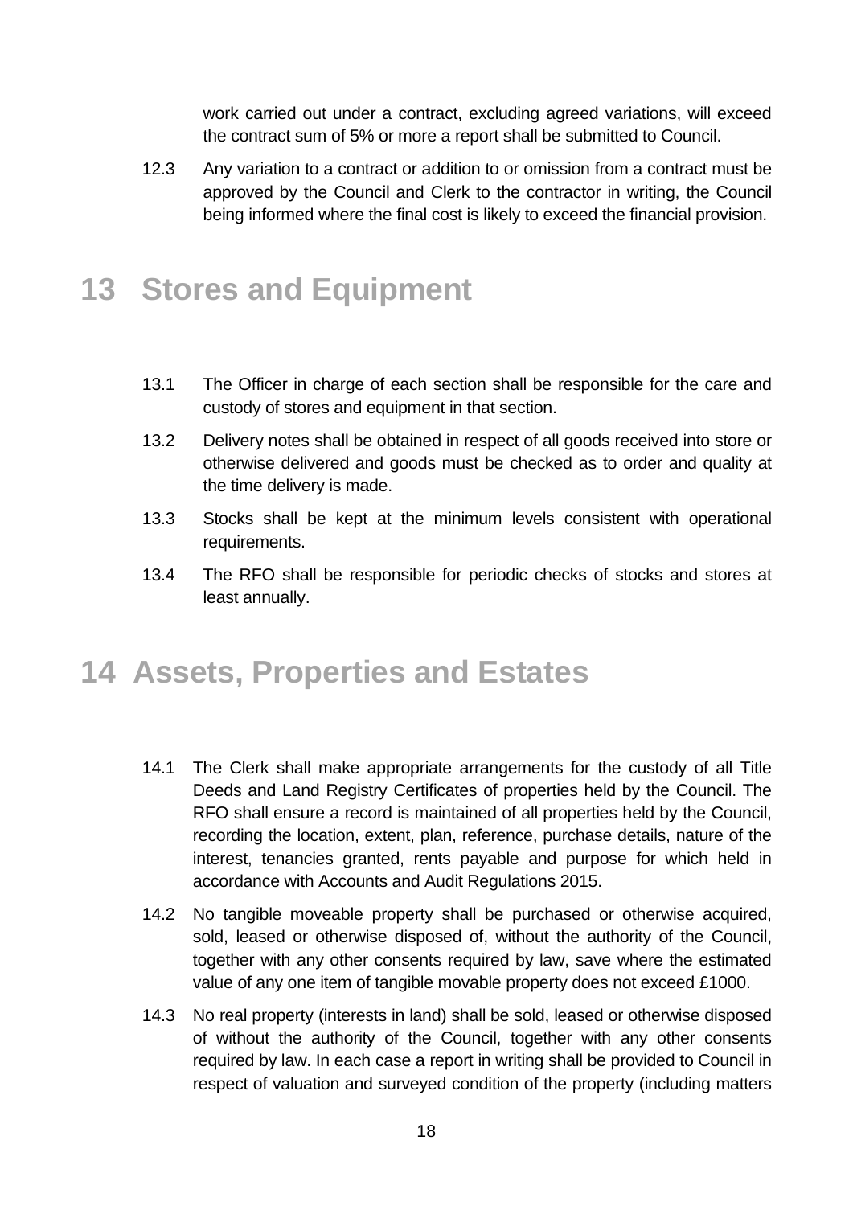work carried out under a contract, excluding agreed variations, will exceed the contract sum of 5% or more a report shall be submitted to Council.

12.3 Any variation to a contract or addition to or omission from a contract must be approved by the Council and Clerk to the contractor in writing, the Council being informed where the final cost is likely to exceed the financial provision.

# 13 Stores and Equipment

13.1 The Officer in charge of each section shall be responsible for the care and custody of stores and equipment in that section.

13.2 Delivery notes shall be obtained in respect of all goods received into store or otherwise delivered and goods must be checked as to order and quality at the time delivery is made.

13.3 Stocks shall be kept at the minimum levels consistent with operational requirements.

13.4 The RFO shall be responsible for periodic checks of stocks and stores at least annually.

# 14 Assets, Properties and Estates

14.1 The Clerk shall make appropriate arrangements for the custody of all Title Deeds and Land Registry Certificates of properties held by the Council. The RFO shall ensure a record is maintained of all properties held by the Council, recording the location, extent, plan, reference, purchase details, nature of the interest, tenancies granted, rents payable and purpose for which held in accordance with Accounts and Audit Regulations 2015.

14.2 No tangible moveable property shall be purchased or otherwise acquired, sold, leased or otherwise disposed of, without the authority of the Council, together with any other consents required by law, save where the estimated value of any one item of tangible movable property does not exceed £1000.

14.3 No real property (interests in land) shall be sold, leased or otherwise disposed of without the authority of the Council, together with any other consents required by law. In each case a report in writing shall be provided to Council in respect of valuation and surveyed condition of the property (including matters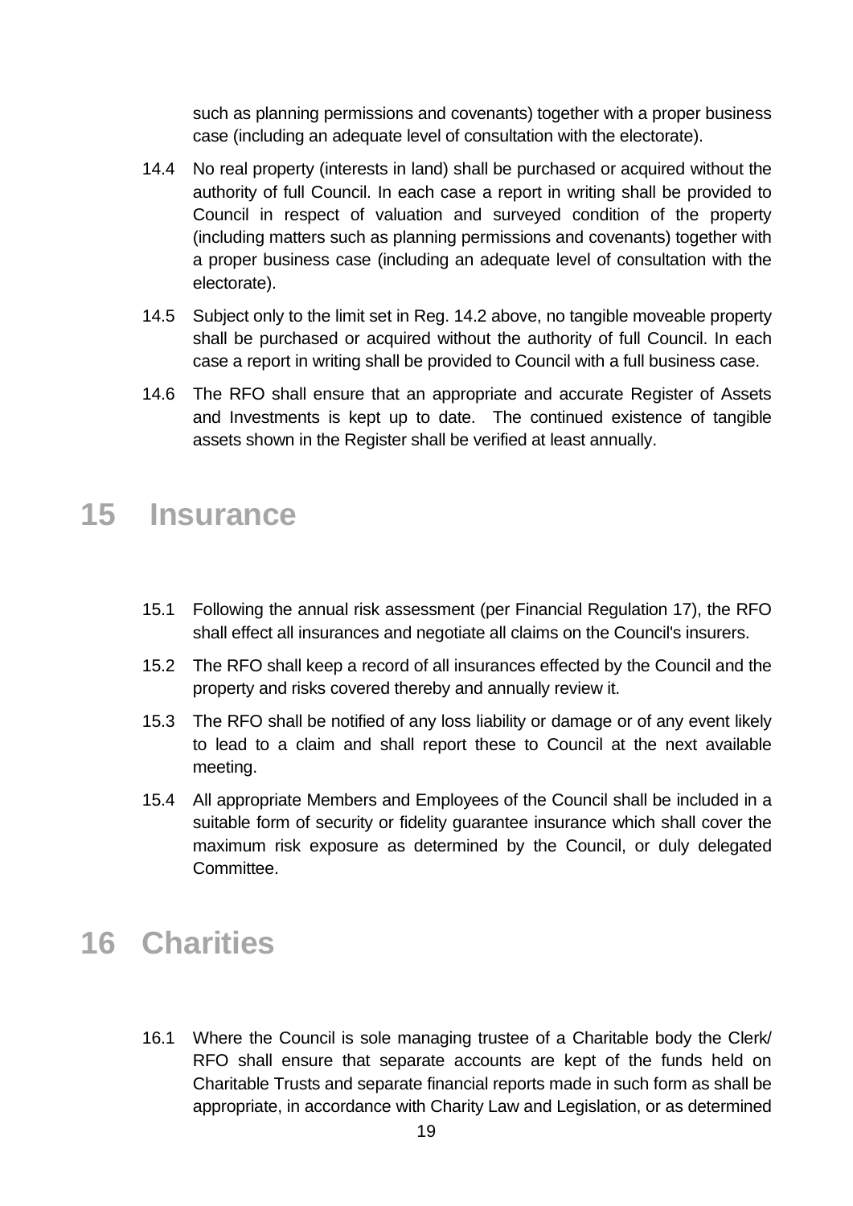such as planning permissions and covenants) together with a proper business case (including an adequate level of consultation with the electorate).

14.4 No real property (interests in land) shall be purchased or acquired without the authority of full Council. In each case a report in writing shall be provided to Council in respect of valuation and surveyed condition of the property (including matters such as planning permissions and covenants) together with a proper business case (including an adequate level of consultation with the electorate).

14.5 Subject only to the limit set in Reg. 14.2 above, no tangible moveable property shall be purchased or acquired without the authority of full Council. In each case a report in writing shall be provided to Council with a full business case.

14.6 The RFO shall ensure that an appropriate and accurate Register of Assets and Investments is kept up to date. The continued existence of tangible assets shown in the Register shall be verified at least annually.

# 15 Insurance

15.1 Following the annual risk assessment (per Financial Regulation 17), the RFO shall effect all insurances and negotiate all claims on the Council's insurers.

15.2 The RFO shall keep a record of all insurances effected by the Council and the property and risks covered thereby and annually review it.

15.3 The RFO shall be notified of any loss liability or damage or of any event likely to lead to a claim and shall report these to Council at the next available meeting.

15.4 All appropriate Members and Employees of the Council shall be included in a suitable form of security or fidelity guarantee insurance which shall cover the maximum risk exposure as determined by the Council, or duly delegated Committee.

# 16 Charities

16.1 Where the Council is sole managing trustee of a Charitable body the Clerk/ RFO shall ensure that separate accounts are kept of the funds held on Charitable Trusts and separate financial reports made in such form as shall be appropriate, in accordance with Charity Law and Legislation, or as determined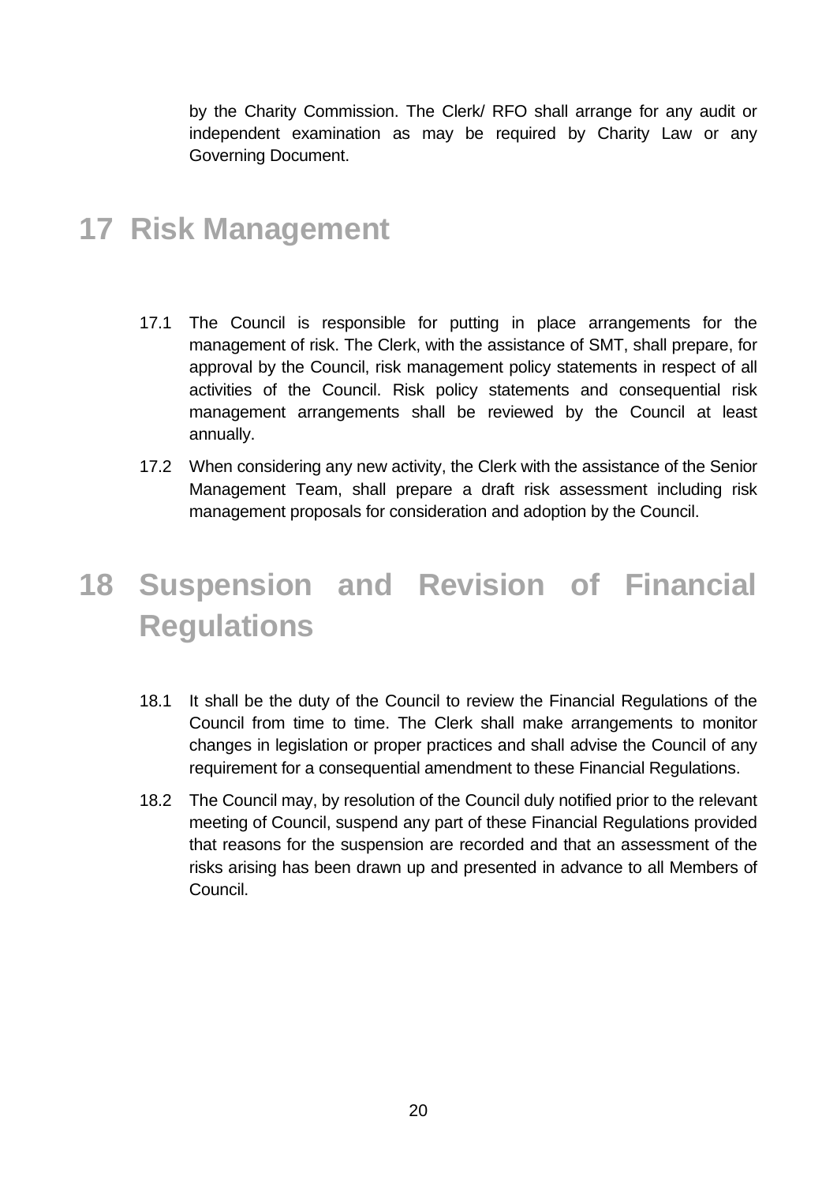by the Charity Commission. The Clerk/ RFO shall arrange for any audit or independent examination as may be required by Charity Law or any Governing Document.

# 17 Risk Management

17.1 The Council is responsible for putting in place arrangements for the management of risk. The Clerk, with the assistance of SMT, shall prepare, for approval by the Council, risk management policy statements in respect of all activities of the Council. Risk policy statements and consequential risk management arrangements shall be reviewed by the Council at least annually.

17.2 When considering any new activity, the Clerk with the assistance of the Senior Management Team, shall prepare a draft risk assessment including risk management proposals for consideration and adoption by the Council.

# 18 Suspension and Revision of Financial Regulations

18.1 It shall be the duty of the Council to review the Financial Regulations of the Council from time to time. The Clerk shall make arrangements to monitor changes in legislation or proper practices and shall advise the Council of any requirement for a consequential amendment to these Financial Regulations.

18.2 The Council may, by resolution of the Council duly notified prior to the relevant meeting of Council, suspend any part of these Financial Regulations provided that reasons for the suspension are recorded and that an assessment of the risks arising has been drawn up and presented in advance to all Members of Council.